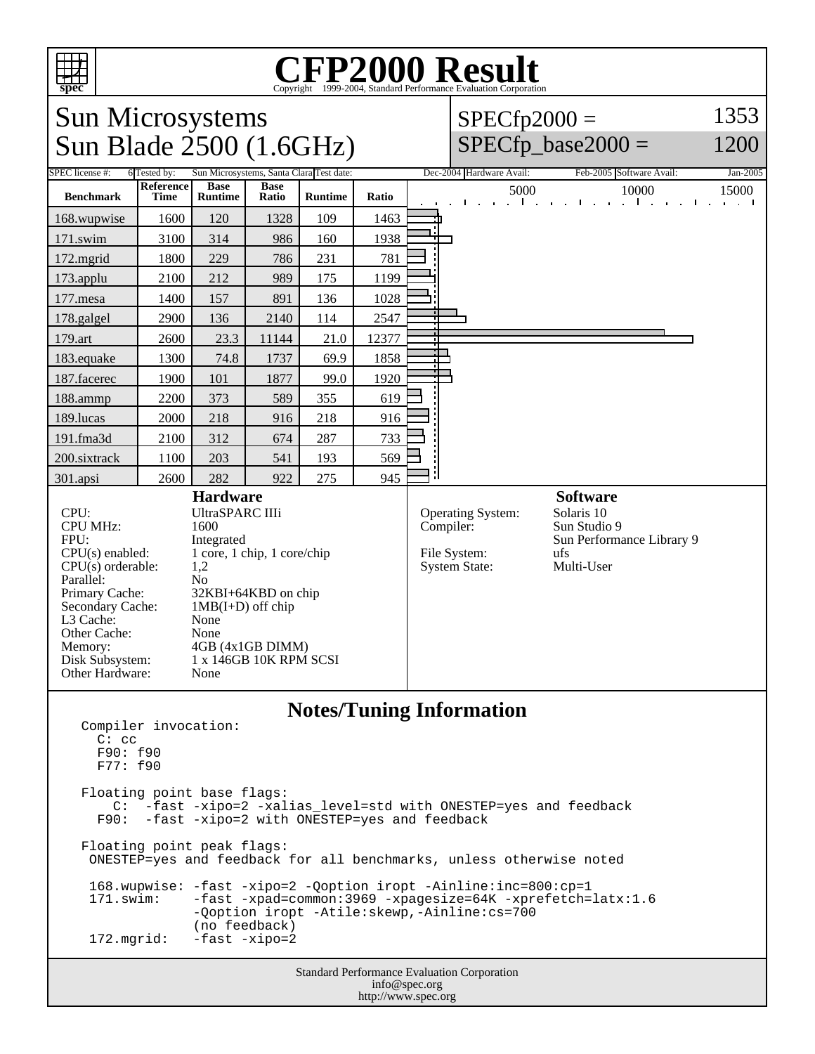# CFP2000 Result

Copyright 1999-2004, Standard Performance Evaluation Corporation

## Sun Microsystems
## Sun Blade 2500 (1.6GHz)

SPECfp2000 = 1353
SPECfp_base2000 = 1200

SPEC license #: 6 | Tested by: Sun Microsystems, Santa Clara | Test date: Dec-2004 | Hardware Avail: Feb-2005 | Software Avail: Jan-2005

| Benchmark | Reference Time | Base Runtime | Base Ratio | Runtime | Ratio |
|---|---|---|---|---|---|
| 168.wupwise | 1600 | 120 | 1328 | 109 | 1463 |
| 171.swim | 3100 | 314 | 986 | 160 | 1938 |
| 172.mgrid | 1800 | 229 | 786 | 231 | 781 |
| 173.applu | 2100 | 212 | 989 | 175 | 1199 |
| 177.mesa | 1400 | 157 | 891 | 136 | 1028 |
| 178.galgel | 2900 | 136 | 2140 | 114 | 2547 |
| 179.art | 2600 | 23.3 | 11144 | 21.0 | 12377 |
| 183.equake | 1300 | 74.8 | 1737 | 69.9 | 1858 |
| 187.facerec | 1900 | 101 | 1877 | 99.0 | 1920 |
| 188.ammp | 2200 | 373 | 589 | 355 | 619 |
| 189.lucas | 2000 | 218 | 916 | 218 | 916 |
| 191.fma3d | 2100 | 312 | 674 | 287 | 733 |
| 200.sixtrack | 1100 | 203 | 541 | 193 | 569 |
| 301.apsi | 2600 | 282 | 922 | 275 | 945 |

### Hardware

| | |
|---|---|
| CPU: | UltraSPARC IIIi |
| CPU MHz: | 1600 |
| FPU: | Integrated |
| CPU(s) enabled: | 1 core, 1 chip, 1 core/chip |
| CPU(s) orderable: | 1,2 |
| Parallel: | No |
| Primary Cache: | 32KBI+64KBD on chip |
| Secondary Cache: | 1MB(I+D) off chip |
| L3 Cache: | None |
| Other Cache: | None |
| Memory: | 4GB (4x1GB DIMM) |
| Disk Subsystem: | 1 x 146GB 10K RPM SCSI |
| Other Hardware: | None |

### Software

| | |
|---|---|
| Operating System: | Solaris 10 |
| Compiler: | Sun Studio 9<br>Sun Performance Library 9 |
| File System: | ufs |
| System State: | Multi-User |

### Notes/Tuning Information

```
Compiler invocation:
  C: cc
  F90: f90
  F77: f90

Floating point base flags:
    C:  -fast -xipo=2 -xalias_level=std with ONESTEP=yes and feedback
  F90:  -fast -xipo=2 with ONESTEP=yes and feedback

Floating point peak flags:
 ONESTEP=yes and feedback for all benchmarks, unless otherwise noted

 168.wupwise: -fast -xipo=2 -Qoption iropt -Ainline:inc=800:cp=1
 171.swim:    -fast -xpad=common:3969 -xpagesize=64K -xprefetch=latx:1.6
              -Qoption iropt -Atile:skewp,-Ainline:cs=700
              (no feedback)
 172.mgrid:   -fast -xipo=2
```

Standard Performance Evaluation Corporation
info@spec.org
http://www.spec.org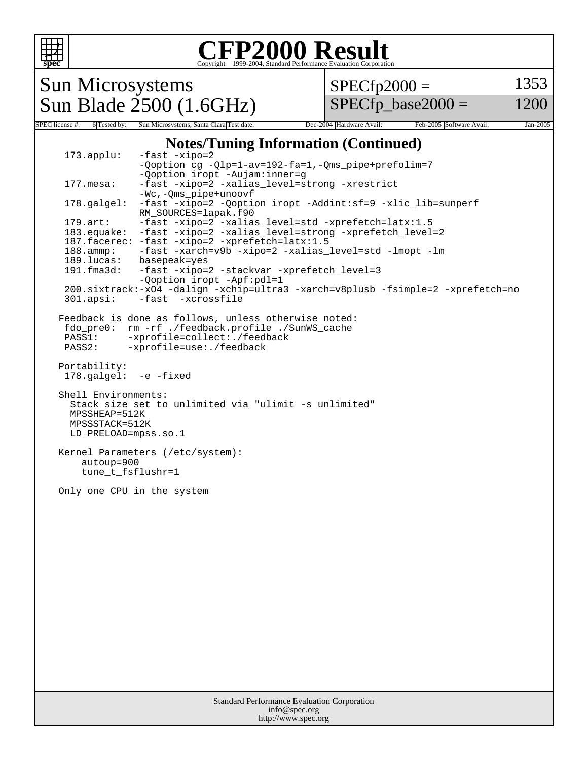# CFP2000 Result

Copyright 1999-2004, Standard Performance Evaluation Corporation

## Sun Microsystems
## Sun Blade 2500 (1.6GHz)

SPECfp2000 = 1353

SPECfp_base2000 = 1200

| SPEC license #: | 6 | Tested by: | Sun Microsystems, Santa Clara | Test date: | Dec-2004 | Hardware Avail: | Feb-2005 | Software Avail: | Jan-2005 |
|---|---|---|---|---|---|---|---|---|---|

### Notes/Tuning Information (Continued)

```
173.applu:   -fast -xipo=2
             -Qoption cg -Qlp=1-av=192-fa=1,-Qms_pipe+prefolim=7
             -Qoption iropt -Aujam:inner=g
177.mesa:    -fast -xipo=2 -xalias_level=strong -xrestrict
             -Wc,-Qms_pipe+unoovf
178.galgel:  -fast -xipo=2 -Qoption iropt -Addint:sf=9 -xlic_lib=sunperf
             RM_SOURCES=lapak.f90
179.art:     -fast -xipo=2 -xalias_level=std -xprefetch=latx:1.5
183.equake:  -fast -xipo=2 -xalias_level=strong -xprefetch_level=2
187.facerec: -fast -xipo=2 -xprefetch=latx:1.5
188.ammp:    -fast -xarch=v9b -xipo=2 -xalias_level=std -lmopt -lm
189.lucas:   basepeak=yes
191.fma3d:   -fast -xipo=2 -stackvar -xprefetch_level=3
             -Qoption iropt -Apf:pdl=1
200.sixtrack:-xO4 -dalign -xchip=ultra3 -xarch=v8plusb -fsimple=2 -xprefetch=no
301.apsi:    -fast  -xcrossfile

Feedback is done as follows, unless otherwise noted:
 fdo_pre0:  rm -rf ./feedback.profile ./SunWS_cache
 PASS1:     -xprofile=collect:./feedback
 PASS2:     -xprofile=use:./feedback

Portability:
 178.galgel:  -e -fixed

Shell Environments:
  Stack size set to unlimited via "ulimit -s unlimited"
  MPSSHEAP=512K
  MPSSSTACK=512K
  LD_PRELOAD=mpss.so.1

Kernel Parameters (/etc/system):
    autoup=900
    tune_t_fsflushr=1

Only one CPU in the system
```

Standard Performance Evaluation Corporation
info@spec.org
http://www.spec.org